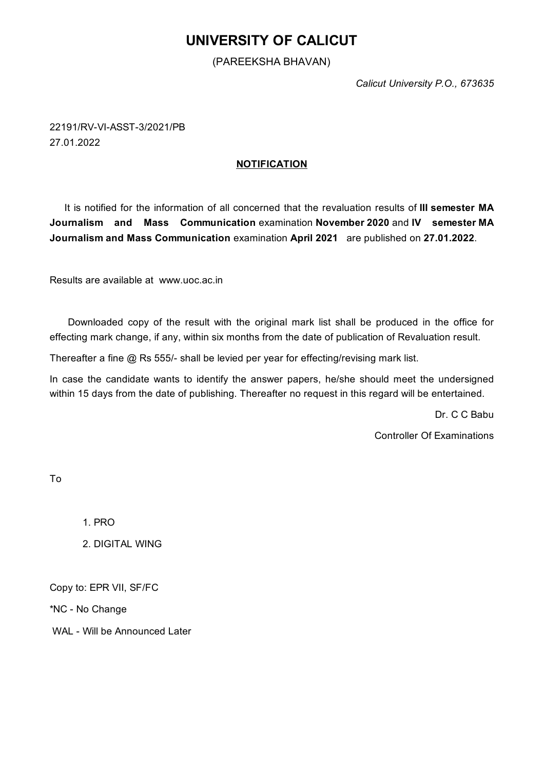# UNIVERSITY OF CALICUT

(PAREEKSHA BHAVAN)

*Calicut University P.O., 673635*

22191/RV-VI-ASST-3/2021/PB
27.01.2022

**NOTIFICATION**

It is notified for the information of all concerned that the revaluation results of **III semester MA Journalism and Mass Communication** examination **November 2020** and **IV semester MA Journalism and Mass Communication** examination **April 2021** are published on **27.01.2022**.

Results are available at www.uoc.ac.in

Downloaded copy of the result with the original mark list shall be produced in the office for effecting mark change, if any, within six months from the date of publication of Revaluation result.

Thereafter a fine @ Rs 555/- shall be levied per year for effecting/revising mark list.

In case the candidate wants to identify the answer papers, he/she should meet the undersigned within 15 days from the date of publishing. Thereafter no request in this regard will be entertained.

Dr. C C Babu

Controller Of Examinations

To

1. PRO
2. DIGITAL WING

Copy to: EPR VII, SF/FC

*NC - No Change

WAL - Will be Announced Later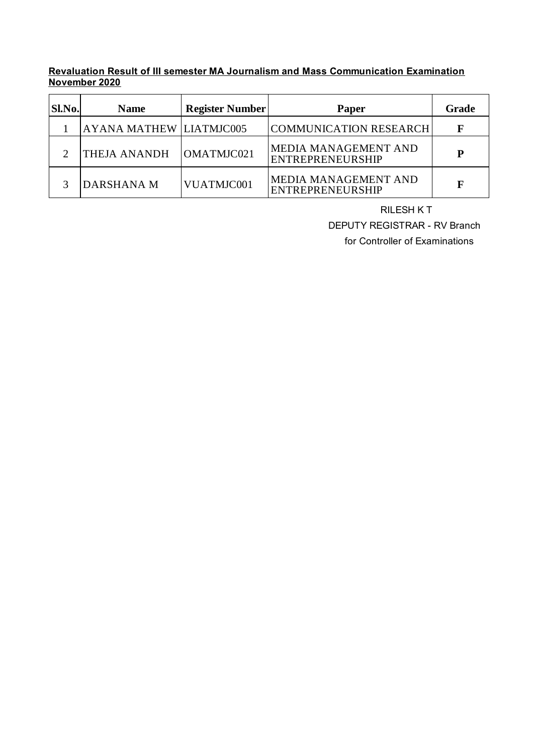**Revaluation Result of III semester MA Journalism and Mass Communication Examination November 2020**

| Sl.No. | Name | Register Number | Paper | Grade |
|---|---|---|---|---|
| 1 | AYANA MATHEW | LIATMJC005 | COMMUNICATION RESEARCH | **F** |
| 2 | THEJA ANANDH | OMATMJC021 | MEDIA MANAGEMENT AND ENTREPRENEURSHIP | **P** |
| 3 | DARSHANA M | VUATMJC001 | MEDIA MANAGEMENT AND ENTREPRENEURSHIP | **F** |

RILESH K T

DEPUTY REGISTRAR - RV Branch

for Controller of Examinations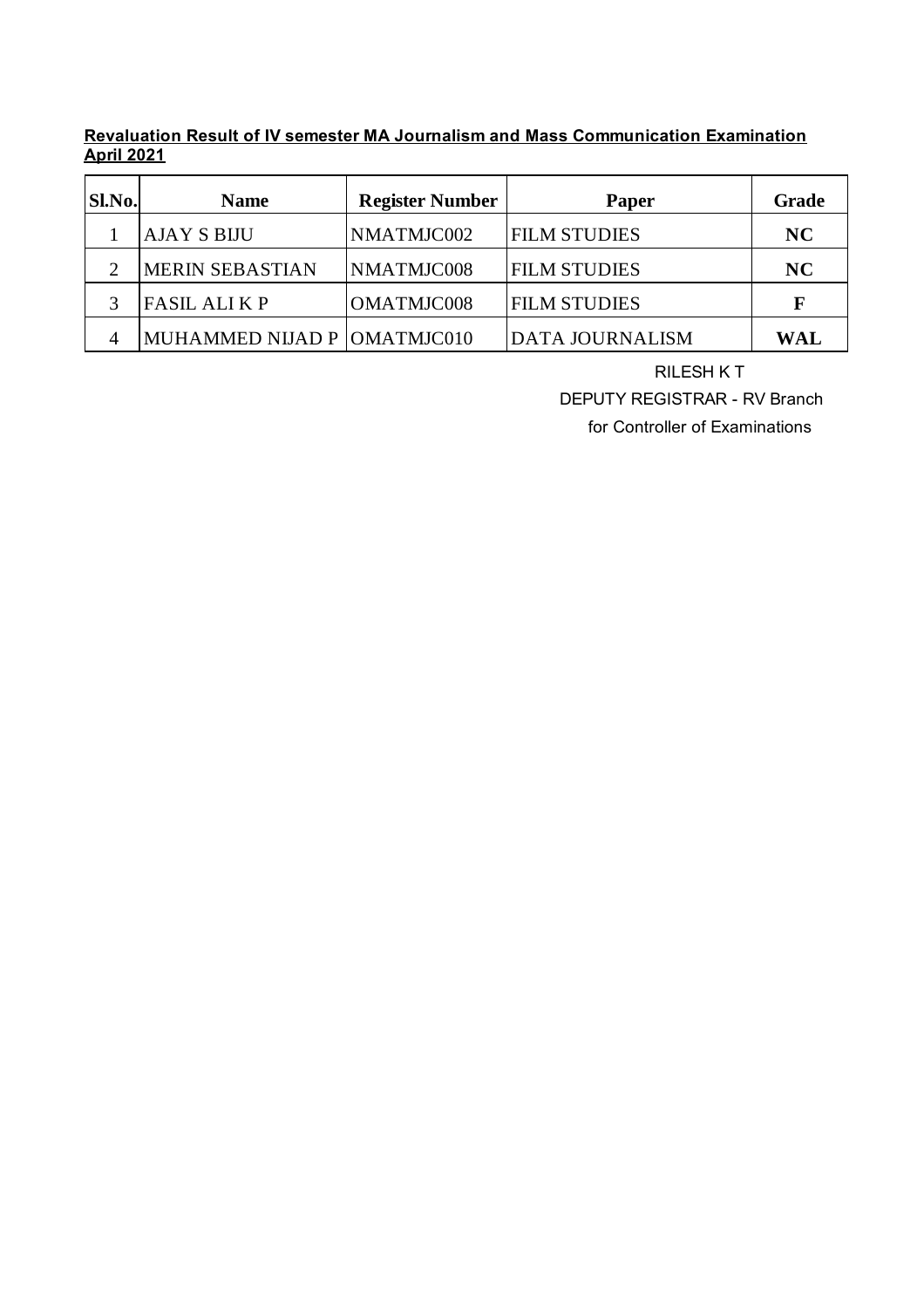**Revaluation Result of IV semester MA Journalism and Mass Communication Examination April 2021**

| Sl.No. | Name | Register Number | Paper | Grade |
|---|---|---|---|---|
| 1 | AJAY S BIJU | NMATMJC002 | FILM STUDIES | **NC** |
| 2 | MERIN SEBASTIAN | NMATMJC008 | FILM STUDIES | **NC** |
| 3 | FASIL ALI K P | OMATMJC008 | FILM STUDIES | **F** |
| 4 | MUHAMMED NIJAD P | OMATMJC010 | DATA JOURNALISM | **WAL** |

RILESH K T

DEPUTY REGISTRAR - RV Branch

for Controller of Examinations